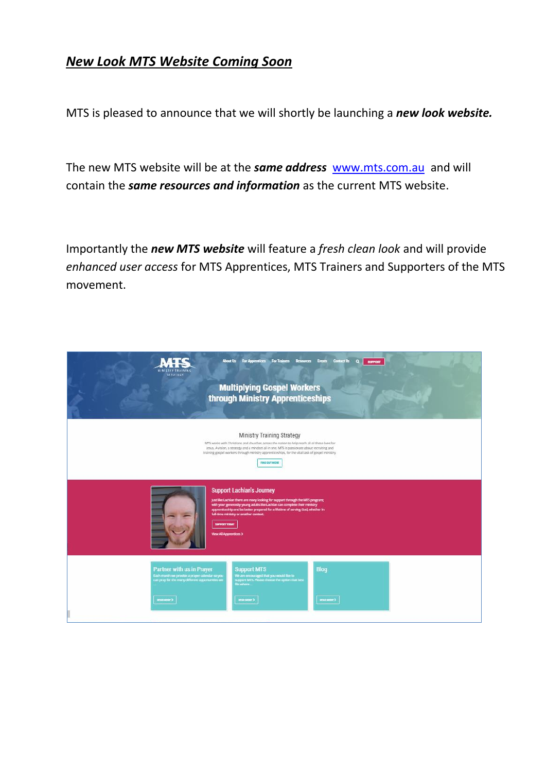***New Look MTS Website Coming Soon***

MTS is pleased to announce that we will shortly be launching a ***new look website.***

The new MTS website will be at the ***same address*** [www.mts.com.au](http://www.mts.com.au) and will contain the ***same resources and information*** as the current MTS website.

Importantly the ***new MTS website*** will feature a *fresh clean look* and will provide *enhanced user access* for MTS Apprentices, MTS Trainers and Supporters of the MTS movement.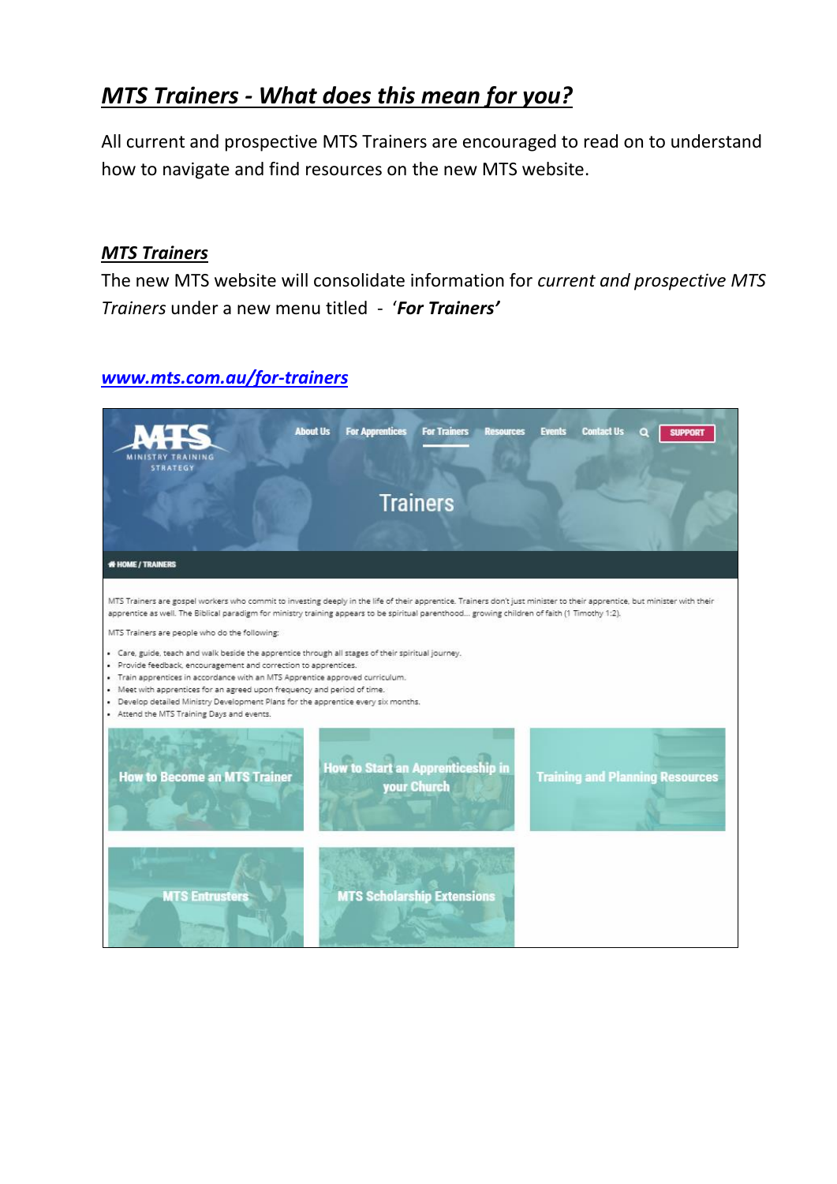# *MTS Trainers - What does this mean for you?*

All current and prospective MTS Trainers are encouraged to read on to understand how to navigate and find resources on the new MTS website.

## *MTS Trainers*

The new MTS website will consolidate information for *current and prospective MTS Trainers* under a new menu titled - '***For Trainers'***

***www.mts.com.au/for-trainers***

MTS MINISTRY TRAINING STRATEGY

About Us | For Apprentices | For Trainers | Resources | Events | Contact Us | SUPPORT

Trainers

HOME / TRAINERS

MTS Trainers are gospel workers who commit to investing deeply in the life of their apprentice. Trainers don't just minister to their apprentice, but minister with their apprentice as well. The Biblical paradigm for ministry training appears to be spiritual parenthood... growing children of faith (1 Timothy 1:2).

MTS Trainers are people who do the following:

- Care, guide, teach and walk beside the apprentice through all stages of their spiritual journey.
- Provide feedback, encouragement and correction to apprentices.
- Train apprentices in accordance with an MTS Apprentice approved curriculum.
- Meet with apprentices for an agreed upon frequency and period of time.
- Develop detailed Ministry Development Plans for the apprentice every six months.
- Attend the MTS Training Days and events.

How to Become an MTS Trainer | How to Start an Apprenticeship in your Church | Training and Planning Resources

MTS Entrusters | MTS Scholarship Extensions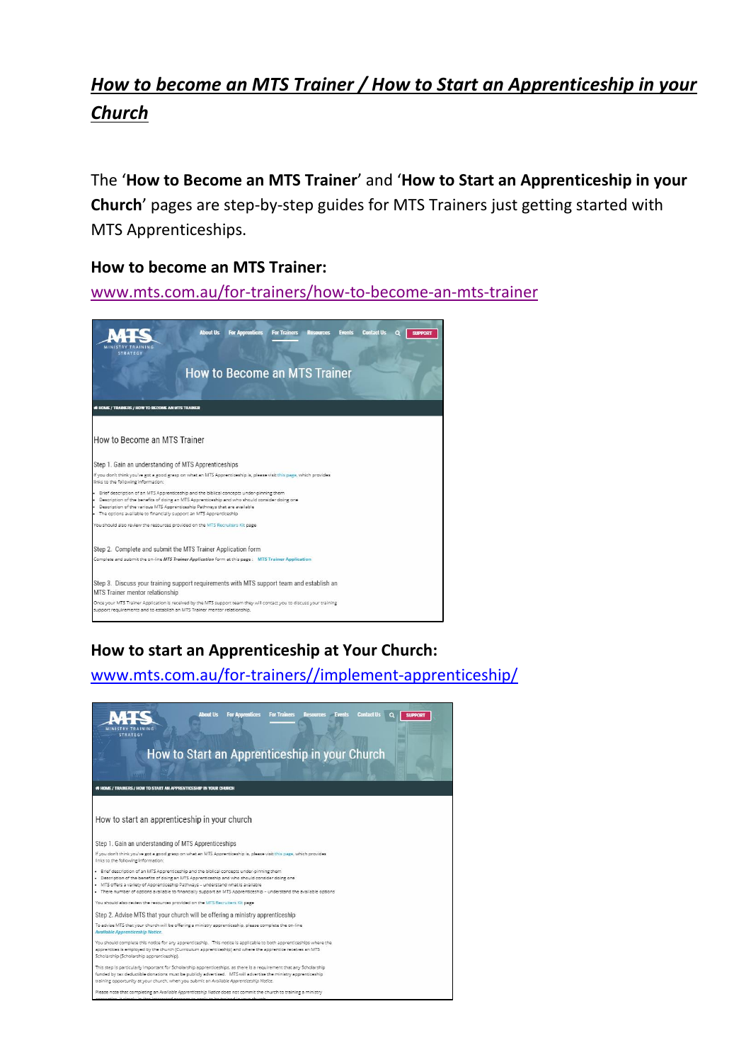# *How to become an MTS Trainer / How to Start an Apprenticeship in your Church*

The '**How to Become an MTS Trainer**' and '**How to Start an Apprenticeship in your Church**' pages are step-by-step guides for MTS Trainers just getting started with MTS Apprenticeships.

**How to become an MTS Trainer:**

www.mts.com.au/for-trainers/how-to-become-an-mts-trainer

**How to start an Apprenticeship at Your Church:**

www.mts.com.au/for-trainers//implement-apprenticeship/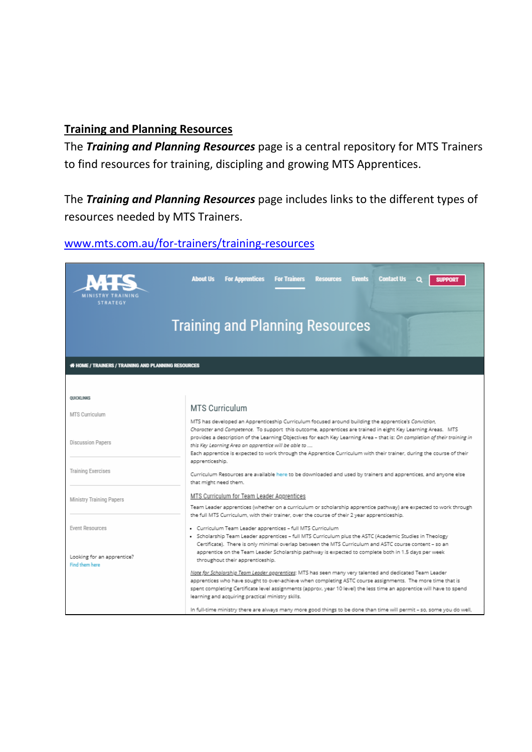**Training and Planning Resources**

The ***Training and Planning Resources*** page is a central repository for MTS Trainers to find resources for training, discipling and growing MTS Apprentices.

The ***Training and Planning Resources*** page includes links to the different types of resources needed by MTS Trainers.

www.mts.com.au/for-trainers/training-resources

MTS MINISTRY TRAINING STRATEGY

About Us | For Apprentices | For Trainers | Resources | Events | Contact Us | SUPPORT

# Training and Planning Resources

HOME / TRAINERS / TRAINING AND PLANNING RESOURCES

QUICKLINKS

- MTS Curriculum
- Discussion Papers
- Training Exercises
- Ministry Training Papers
- Event Resources

Looking for an apprentice?
Find them here

## MTS Curriculum

MTS has developed an Apprenticeship Curriculum focused around building the apprentice's *Conviction, Character* and *Competence*. To support this outcome, apprentices are trained in eight Key Learning Areas. MTS provides a description of the Learning Objectives for each Key Learning Area – that is: *On completion of their training in this Key Learning Area an apprentice will be able to ....*
Each apprentice is expected to work through the Apprentice Curriculum with their trainer, during the course of their apprenticeship.

Curriculum Resources are available here to be downloaded and used by trainers and apprentices, and anyone else that might need them.

MTS Curriculum for Team Leader Apprentices

Team Leader apprentices (whether on a curriculum or scholarship apprentice pathway) are expected to work through the full MTS Curriculum, with their trainer, over the course of their 2 year apprenticeship.

- Curriculum Team Leader apprentices – full MTS Curriculum
- Scholarship Team Leader apprentices – full MTS Curriculum plus the ASTC (Academic Studies in Theology Certificate). There is only minimal overlap between the MTS Curriculum and ASTC course content – so an apprentice on the Team Leader Scholarship pathway is expected to complete both in 1.5 days per week throughout their apprenticeship.

*Note for Scholarship Team Leader apprentices*: MTS has seen many very talented and dedicated Team Leader apprentices who have sought to over-achieve when completing ASTC course assignments. The more time that is spent completing Certificate level assignments (approx. year 10 level) the less time an apprentice will have to spend learning and acquiring practical ministry skills.

In full-time ministry there are always many more good things to be done than time will permit – so, some you do well,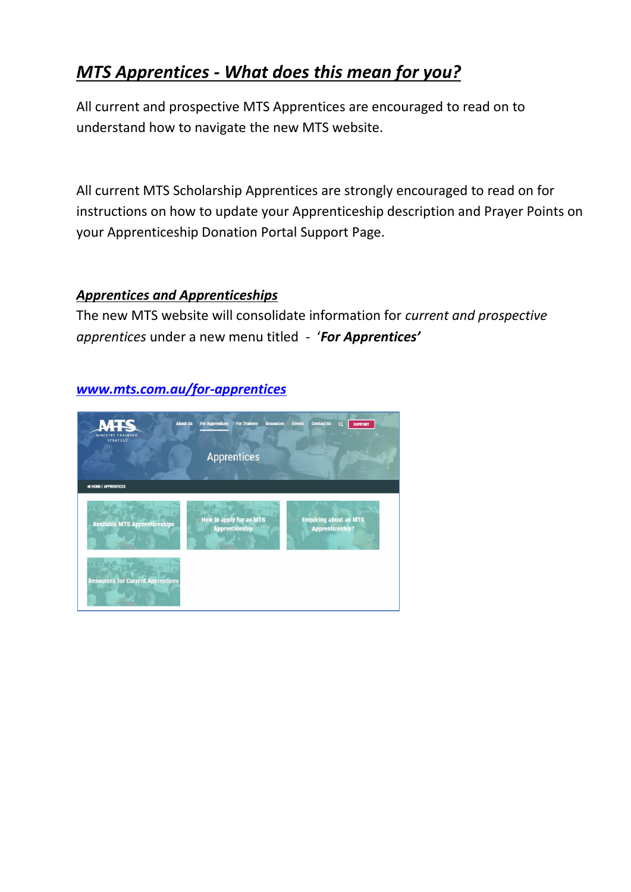## ***MTS Apprentices - What does this mean for you?***

All current and prospective MTS Apprentices are encouraged to read on to understand how to navigate the new MTS website.

All current MTS Scholarship Apprentices are strongly encouraged to read on for instructions on how to update your Apprenticeship description and Prayer Points on your Apprenticeship Donation Portal Support Page.

### ***Apprentices and Apprenticeships***

The new MTS website will consolidate information for *current and prospective apprentices* under a new menu titled - '***For Apprentices'***

[***www.mts.com.au/for-apprentices***](http://www.mts.com.au/for-apprentices)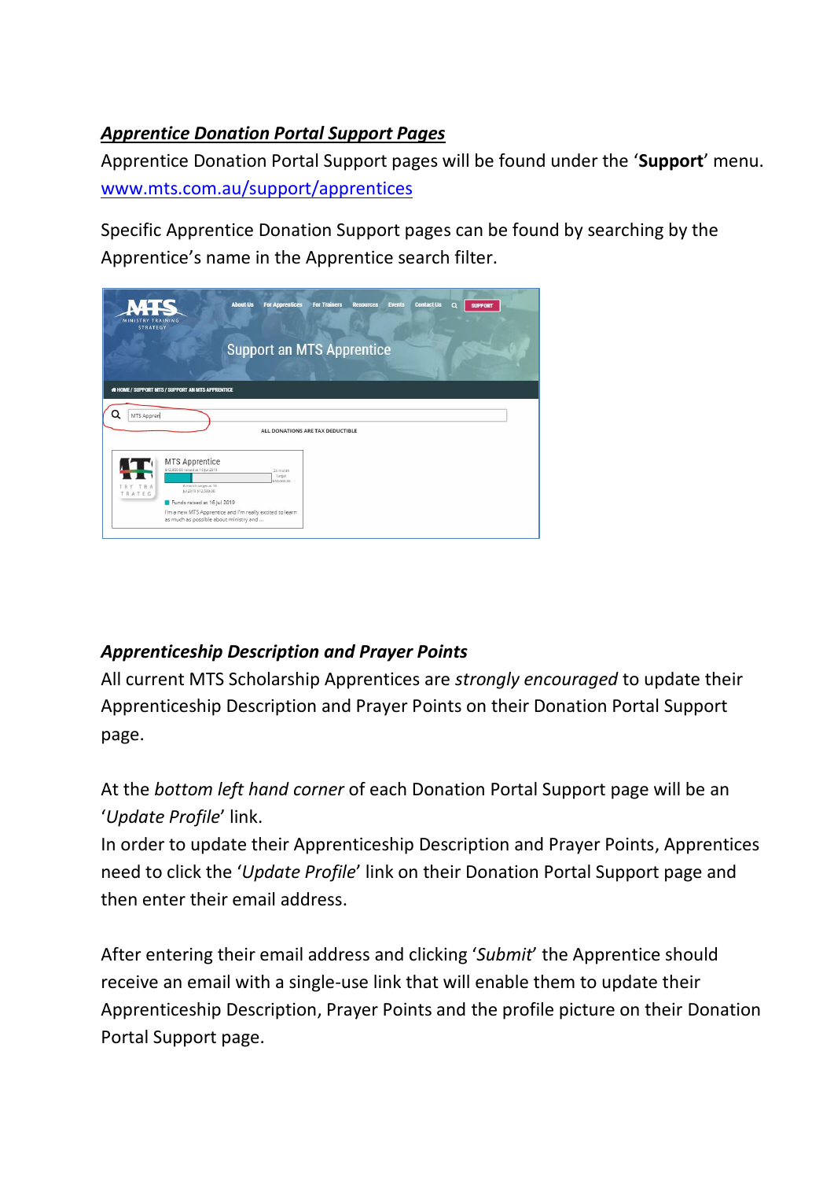***Apprentice Donation Portal Support Pages***

Apprentice Donation Portal Support pages will be found under the '**Support**' menu. [www.mts.com.au/support/apprentices](www.mts.com.au/support/apprentices)

Specific Apprentice Donation Support pages can be found by searching by the Apprentice's name in the Apprentice search filter.

***Apprenticeship Description and Prayer Points***

All current MTS Scholarship Apprentices are *strongly encouraged* to update their Apprenticeship Description and Prayer Points on their Donation Portal Support page.

At the *bottom left hand corner* of each Donation Portal Support page will be an '*Update Profile*' link.

In order to update their Apprenticeship Description and Prayer Points, Apprentices need to click the '*Update Profile*' link on their Donation Portal Support page and then enter their email address.

After entering their email address and clicking '*Submit*' the Apprentice should receive an email with a single-use link that will enable them to update their Apprenticeship Description, Prayer Points and the profile picture on their Donation Portal Support page.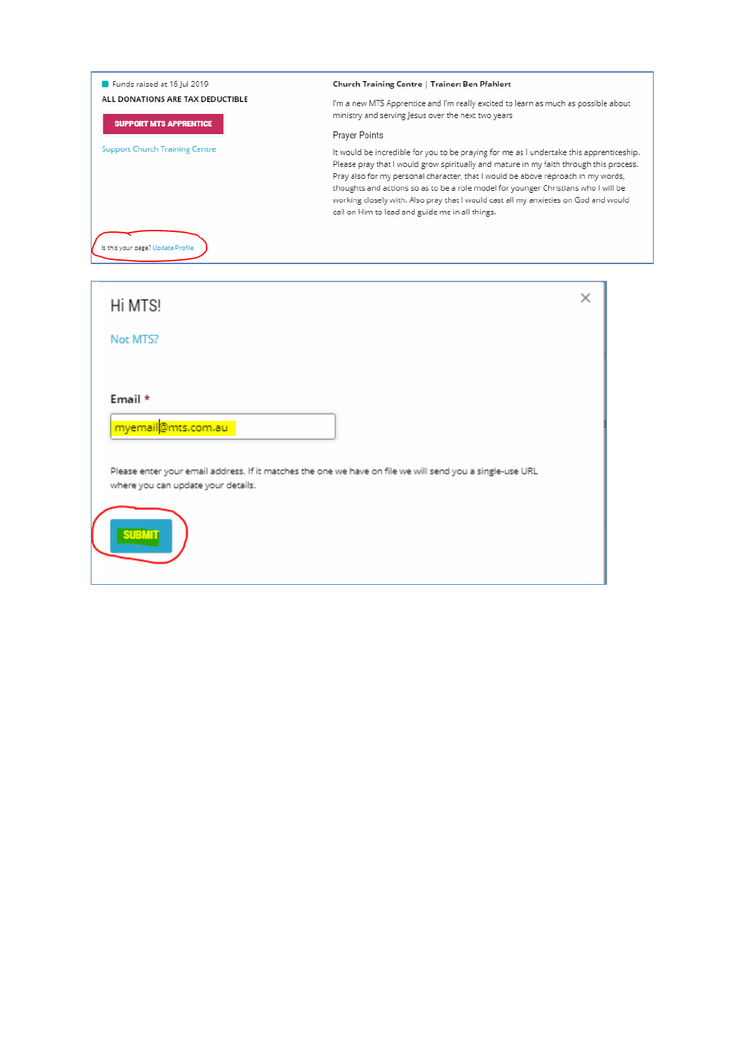Funds raised at 16 Jul 2019

ALL DONATIONS ARE TAX DEDUCTIBLE

SUPPORT MTS APPRENTICE

Support Church Training Centre

Is this your page? Update Profile

**Church Training Centre | Trainer: Ben Pfahlert**

I'm a new MTS Apprentice and I'm really excited to learn as much as possible about ministry and serving Jesus over the next two years

Prayer Points

It would be incredible for you to be praying for me as I undertake this apprenticeship. Please pray that I would grow spiritually and mature in my faith through this process. Pray also for my personal character, that I would be above reproach in my words, thoughts and actions so as to be a role model for younger Christians who I will be working closely with. Also pray that I would cast all my anxieties on God and would call on Him to lead and guide me in all things.

Hi MTS!

Not MTS?

**Email** *

myemail@mts.com.au

Please enter your email address. If it matches the one we have on file we will send you a single-use URL where you can update your details.

SUBMIT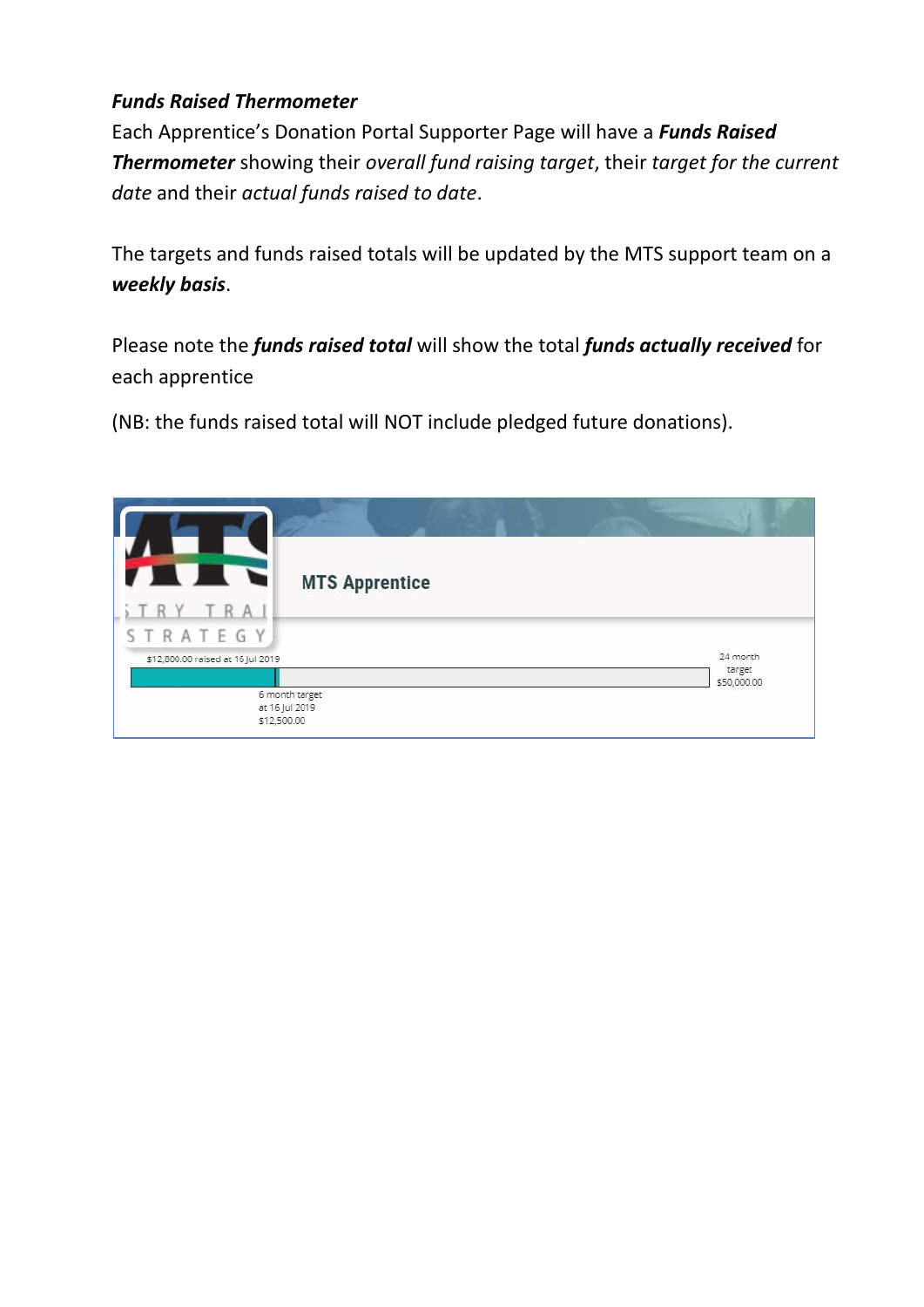***Funds Raised Thermometer***

Each Apprentice's Donation Portal Supporter Page will have a ***Funds Raised Thermometer*** showing their *overall fund raising target*, their *target for the current date* and their *actual funds raised to date*.

The targets and funds raised totals will be updated by the MTS support team on a ***weekly basis***.

Please note the ***funds raised total*** will show the total ***funds actually received*** for each apprentice

(NB: the funds raised total will NOT include pledged future donations).

MTS Apprentice

$12,800.00 raised at 16 Jul 2019

24 month target $50,000.00

6 month target at 16 Jul 2019 $12,500.00